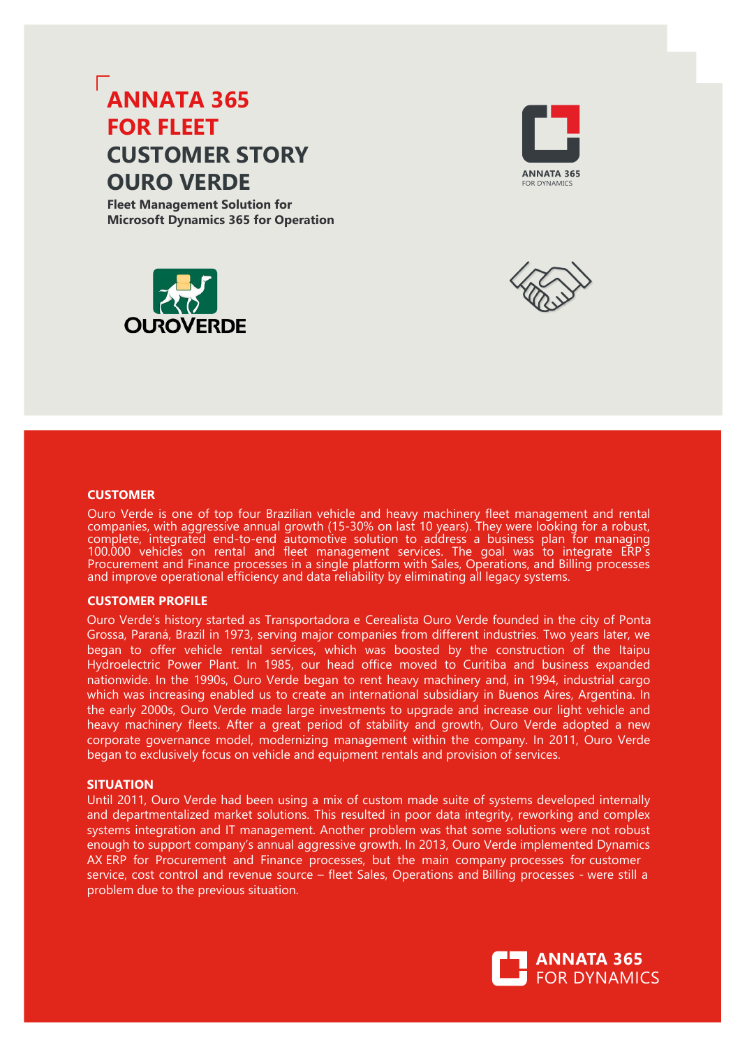# ANNATA 365 FOR FLEET CUSTOMER STORY OURO VERDE

**Fleet Management Solution for Microsoft Dynamics 365 for Operation**

ANNATA 365
FOR DYNAMICS

OUROVERDE

## CUSTOMER

Ouro Verde is one of top four Brazilian vehicle and heavy machinery fleet management and rental companies, with aggressive annual growth (15-30% on last 10 years). They were looking for a robust, complete, integrated end-to-end automotive solution to address a business plan for managing 100.000 vehicles on rental and fleet management services. The goal was to integrate ERP`s Procurement and Finance processes in a single platform with Sales, Operations, and Billing processes and improve operational efficiency and data reliability by eliminating all legacy systems.

## CUSTOMER PROFILE

Ouro Verde's history started as Transportadora e Cerealista Ouro Verde founded in the city of Ponta Grossa, Paraná, Brazil in 1973, serving major companies from different industries. Two years later, we began to offer vehicle rental services, which was boosted by the construction of the Itaipu Hydroelectric Power Plant. In 1985, our head office moved to Curitiba and business expanded nationwide. In the 1990s, Ouro Verde began to rent heavy machinery and, in 1994, industrial cargo which was increasing enabled us to create an international subsidiary in Buenos Aires, Argentina. In the early 2000s, Ouro Verde made large investments to upgrade and increase our light vehicle and heavy machinery fleets. After a great period of stability and growth, Ouro Verde adopted a new corporate governance model, modernizing management within the company. In 2011, Ouro Verde began to exclusively focus on vehicle and equipment rentals and provision of services.

## SITUATION

Until 2011, Ouro Verde had been using a mix of custom made suite of systems developed internally and departmentalized market solutions. This resulted in poor data integrity, reworking and complex systems integration and IT management. Another problem was that some solutions were not robust enough to support company's annual aggressive growth. In 2013, Ouro Verde implemented Dynamics AX ERP for Procurement and Finance processes, but the main company processes for customer service, cost control and revenue source – fleet Sales, Operations and Billing processes - were still a problem due to the previous situation.

ANNATA 365
FOR DYNAMICS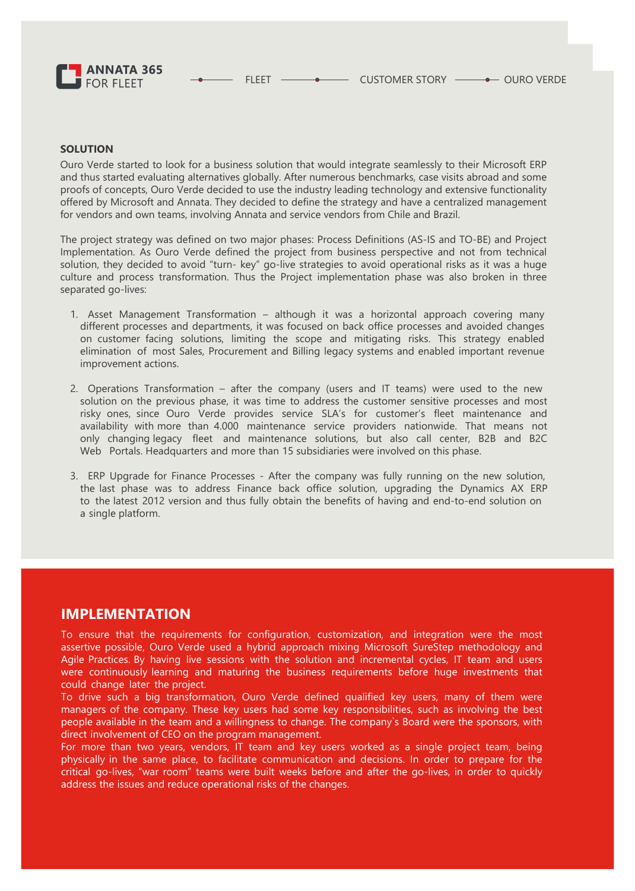## SOLUTION

Ouro Verde started to look for a business solution that would integrate seamlessly to their Microsoft ERP and thus started evaluating alternatives globally. After numerous benchmarks, case visits abroad and some proofs of concepts, Ouro Verde decided to use the industry leading technology and extensive functionality offered by Microsoft and Annata. They decided to define the strategy and have a centralized management for vendors and own teams, involving Annata and service vendors from Chile and Brazil.

The project strategy was defined on two major phases: Process Definitions (AS-IS and TO-BE) and Project Implementation. As Ouro Verde defined the project from business perspective and not from technical solution, they decided to avoid "turn- key" go-live strategies to avoid operational risks as it was a huge culture and process transformation. Thus the Project implementation phase was also broken in three separated go-lives:

1. Asset Management Transformation – although it was a horizontal approach covering many different processes and departments, it was focused on back office processes and avoided changes on customer facing solutions, limiting the scope and mitigating risks. This strategy enabled elimination of most Sales, Procurement and Billing legacy systems and enabled important revenue improvement actions.

2. Operations Transformation – after the company (users and IT teams) were used to the new solution on the previous phase, it was time to address the customer sensitive processes and most risky ones, since Ouro Verde provides service SLA's for customer's fleet maintenance and availability with more than 4.000 maintenance service providers nationwide. That means not only changing legacy fleet and maintenance solutions, but also call center, B2B and B2C Web Portals. Headquarters and more than 15 subsidiaries were involved on this phase.

3. ERP Upgrade for Finance Processes - After the company was fully running on the new solution, the last phase was to address Finance back office solution, upgrading the Dynamics AX ERP to the latest 2012 version and thus fully obtain the benefits of having and end-to-end solution on a single platform.

## IMPLEMENTATION

To ensure that the requirements for configuration, customization, and integration were the most assertive possible, Ouro Verde used a hybrid approach mixing Microsoft SureStep methodology and Agile Practices. By having live sessions with the solution and incremental cycles, IT team and users were continuously learning and maturing the business requirements before huge investments that could change later the project.

To drive such a big transformation, Ouro Verde defined qualified key users, many of them were managers of the company. These key users had some key responsibilities, such as involving the best people available in the team and a willingness to change. The company`s Board were the sponsors, with direct involvement of CEO on the program management.

For more than two years, vendors, IT team and key users worked as a single project team, being physically in the same place, to facilitate communication and decisions. In order to prepare for the critical go-lives, "war room" teams were built weeks before and after the go-lives, in order to quickly address the issues and reduce operational risks of the changes.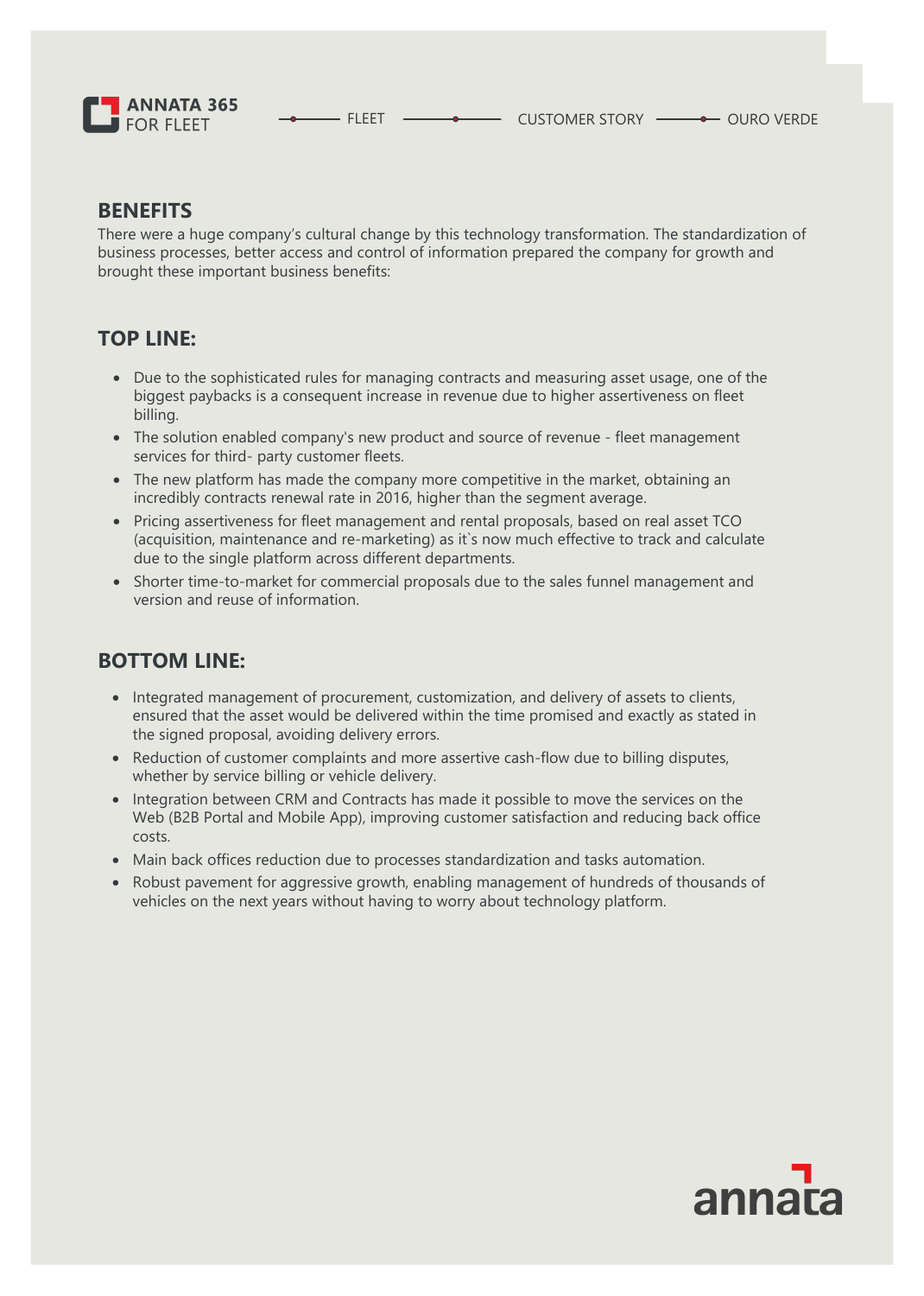## BENEFITS

There were a huge company's cultural change by this technology transformation. The standardization of business processes, better access and control of information prepared the company for growth and brought these important business benefits:

## TOP LINE:

- Due to the sophisticated rules for managing contracts and measuring asset usage, one of the biggest paybacks is a consequent increase in revenue due to higher assertiveness on fleet billing.
- The solution enabled company's new product and source of revenue - fleet management services for third- party customer fleets.
- The new platform has made the company more competitive in the market, obtaining an incredibly contracts renewal rate in 2016, higher than the segment average.
- Pricing assertiveness for fleet management and rental proposals, based on real asset TCO (acquisition, maintenance and re-marketing) as it`s now much effective to track and calculate due to the single platform across different departments.
- Shorter time-to-market for commercial proposals due to the sales funnel management and version and reuse of information.

## BOTTOM LINE:

- Integrated management of procurement, customization, and delivery of assets to clients, ensured that the asset would be delivered within the time promised and exactly as stated in the signed proposal, avoiding delivery errors.
- Reduction of customer complaints and more assertive cash-flow due to billing disputes, whether by service billing or vehicle delivery.
- Integration between CRM and Contracts has made it possible to move the services on the Web (B2B Portal and Mobile App), improving customer satisfaction and reducing back office costs.
- Main back offices reduction due to processes standardization and tasks automation.
- Robust pavement for aggressive growth, enabling management of hundreds of thousands of vehicles on the next years without having to worry about technology platform.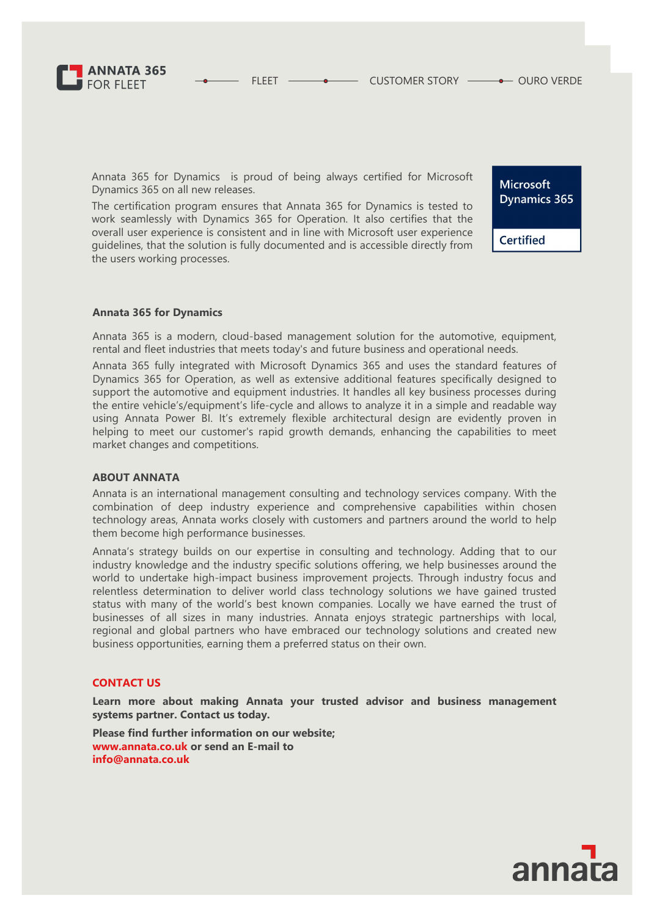Annata 365 for Dynamics is proud of being always certified for Microsoft Dynamics 365 on all new releases.

The certification program ensures that Annata 365 for Dynamics is tested to work seamlessly with Dynamics 365 for Operation. It also certifies that the overall user experience is consistent and in line with Microsoft user experience guidelines, that the solution is fully documented and is accessible directly from the users working processes.

Microsoft Dynamics 365

Certified

**Annata 365 for Dynamics**

Annata 365 is a modern, cloud-based management solution for the automotive, equipment, rental and fleet industries that meets today's and future business and operational needs.

Annata 365 fully integrated with Microsoft Dynamics 365 and uses the standard features of Dynamics 365 for Operation, as well as extensive additional features specifically designed to support the automotive and equipment industries. It handles all key business processes during the entire vehicle's/equipment's life-cycle and allows to analyze it in a simple and readable way using Annata Power BI. It's extremely flexible architectural design are evidently proven in helping to meet our customer's rapid growth demands, enhancing the capabilities to meet market changes and competitions.

**ABOUT ANNATA**

Annata is an international management consulting and technology services company. With the combination of deep industry experience and comprehensive capabilities within chosen technology areas, Annata works closely with customers and partners around the world to help them become high performance businesses.

Annata's strategy builds on our expertise in consulting and technology. Adding that to our industry knowledge and the industry specific solutions offering, we help businesses around the world to undertake high-impact business improvement projects. Through industry focus and relentless determination to deliver world class technology solutions we have gained trusted status with many of the world's best known companies. Locally we have earned the trust of businesses of all sizes in many industries. Annata enjoys strategic partnerships with local, regional and global partners who have embraced our technology solutions and created new business opportunities, earning them a preferred status on their own.

**CONTACT US**

**Learn more about making Annata your trusted advisor and business management systems partner. Contact us today.**

**Please find further information on our website; www.annata.co.uk or send an E-mail to info@annata.co.uk**